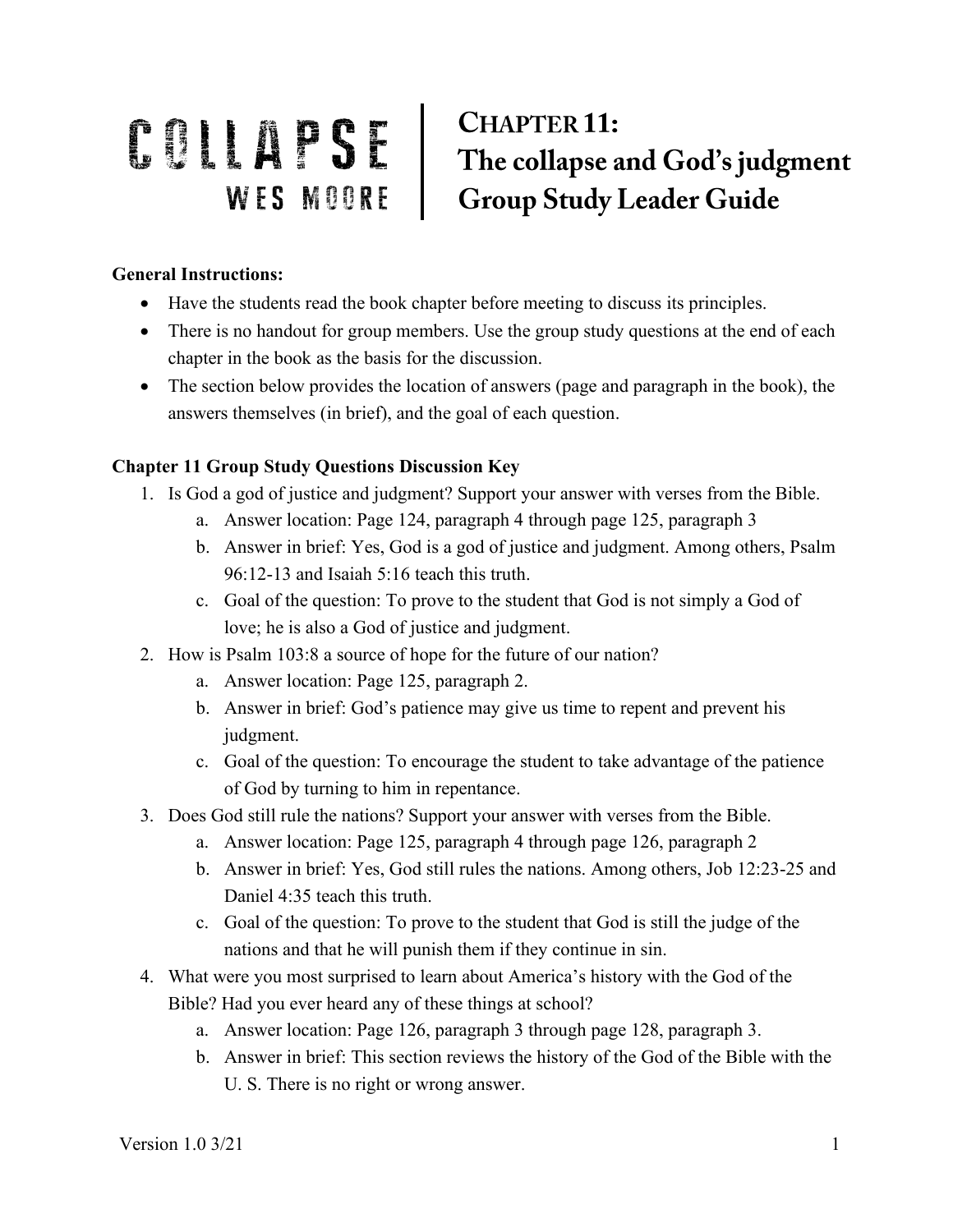# COLLAPSE
## WES MOORE

# CHAPTER 11: The collapse and God's judgment Group Study Leader Guide

**General Instructions:**

- Have the students read the book chapter before meeting to discuss its principles.
- There is no handout for group members. Use the group study questions at the end of each chapter in the book as the basis for the discussion.
- The section below provides the location of answers (page and paragraph in the book), the answers themselves (in brief), and the goal of each question.

**Chapter 11 Group Study Questions Discussion Key**

1. Is God a god of justice and judgment? Support your answer with verses from the Bible.
   a. Answer location: Page 124, paragraph 4 through page 125, paragraph 3
   b. Answer in brief: Yes, God is a god of justice and judgment. Among others, Psalm 96:12-13 and Isaiah 5:16 teach this truth.
   c. Goal of the question: To prove to the student that God is not simply a God of love; he is also a God of justice and judgment.
2. How is Psalm 103:8 a source of hope for the future of our nation?
   a. Answer location: Page 125, paragraph 2.
   b. Answer in brief: God's patience may give us time to repent and prevent his judgment.
   c. Goal of the question: To encourage the student to take advantage of the patience of God by turning to him in repentance.
3. Does God still rule the nations? Support your answer with verses from the Bible.
   a. Answer location: Page 125, paragraph 4 through page 126, paragraph 2
   b. Answer in brief: Yes, God still rules the nations. Among others, Job 12:23-25 and Daniel 4:35 teach this truth.
   c. Goal of the question: To prove to the student that God is still the judge of the nations and that he will punish them if they continue in sin.
4. What were you most surprised to learn about America's history with the God of the Bible? Had you ever heard any of these things at school?
   a. Answer location: Page 126, paragraph 3 through page 128, paragraph 3.
   b. Answer in brief: This section reviews the history of the God of the Bible with the U. S. There is no right or wrong answer.

Version 1.0 3/21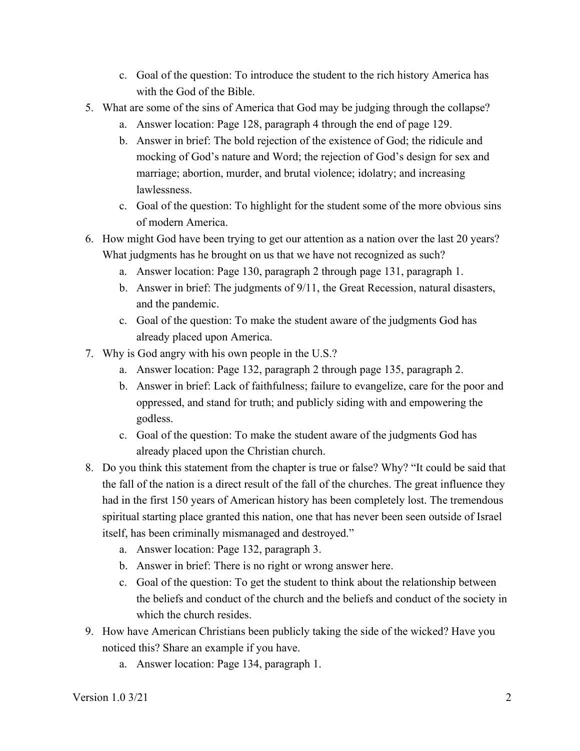c. Goal of the question: To introduce the student to the rich history America has with the God of the Bible.

5. What are some of the sins of America that God may be judging through the collapse?
    a. Answer location: Page 128, paragraph 4 through the end of page 129.
    b. Answer in brief: The bold rejection of the existence of God; the ridicule and mocking of God's nature and Word; the rejection of God's design for sex and marriage; abortion, murder, and brutal violence; idolatry; and increasing lawlessness.
    c. Goal of the question: To highlight for the student some of the more obvious sins of modern America.
6. How might God have been trying to get our attention as a nation over the last 20 years? What judgments has he brought on us that we have not recognized as such?
    a. Answer location: Page 130, paragraph 2 through page 131, paragraph 1.
    b. Answer in brief: The judgments of 9/11, the Great Recession, natural disasters, and the pandemic.
    c. Goal of the question: To make the student aware of the judgments God has already placed upon America.
7. Why is God angry with his own people in the U.S.?
    a. Answer location: Page 132, paragraph 2 through page 135, paragraph 2.
    b. Answer in brief: Lack of faithfulness; failure to evangelize, care for the poor and oppressed, and stand for truth; and publicly siding with and empowering the godless.
    c. Goal of the question: To make the student aware of the judgments God has already placed upon the Christian church.
8. Do you think this statement from the chapter is true or false? Why? "It could be said that the fall of the nation is a direct result of the fall of the churches. The great influence they had in the first 150 years of American history has been completely lost. The tremendous spiritual starting place granted this nation, one that has never been seen outside of Israel itself, has been criminally mismanaged and destroyed."
    a. Answer location: Page 132, paragraph 3.
    b. Answer in brief: There is no right or wrong answer here.
    c. Goal of the question: To get the student to think about the relationship between the beliefs and conduct of the church and the beliefs and conduct of the society in which the church resides.
9. How have American Christians been publicly taking the side of the wicked? Have you noticed this? Share an example if you have.
    a. Answer location: Page 134, paragraph 1.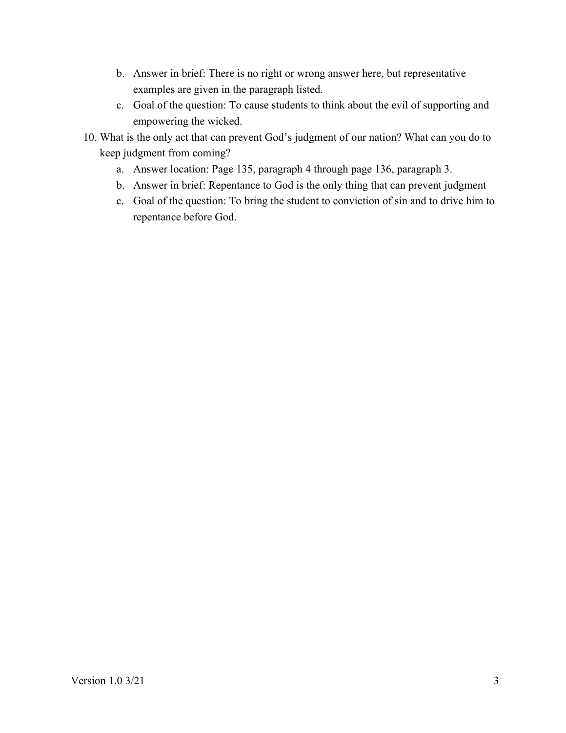b. Answer in brief: There is no right or wrong answer here, but representative examples are given in the paragraph listed.
   c. Goal of the question: To cause students to think about the evil of supporting and empowering the wicked.

10. What is the only act that can prevent God's judgment of our nation? What can you do to keep judgment from coming?
    a. Answer location: Page 135, paragraph 4 through page 136, paragraph 3.
    b. Answer in brief: Repentance to God is the only thing that can prevent judgment
    c. Goal of the question: To bring the student to conviction of sin and to drive him to repentance before God.